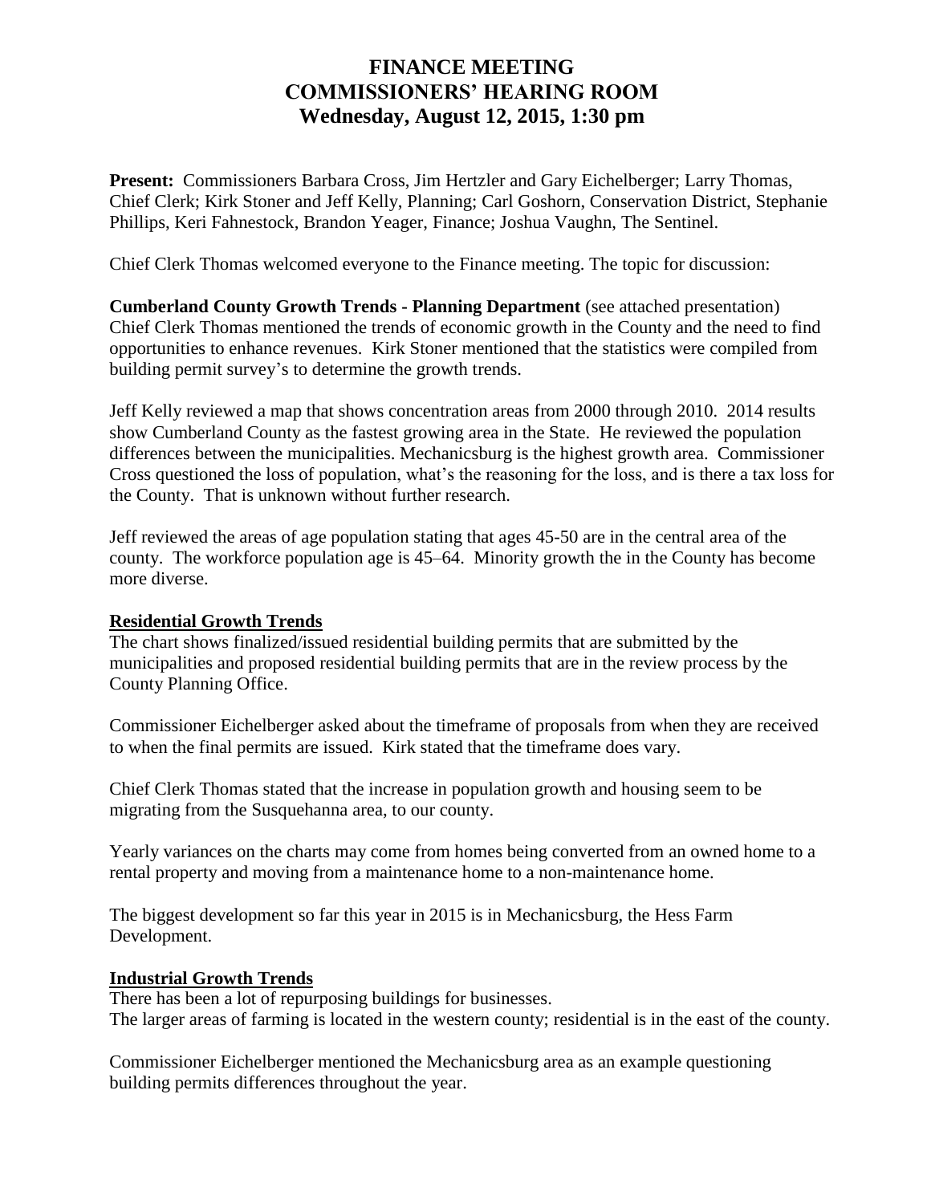# FINANCE MEETING
# COMMISSIONERS' HEARING ROOM
# Wednesday, August 12, 2015, 1:30 pm

**Present:** Commissioners Barbara Cross, Jim Hertzler and Gary Eichelberger; Larry Thomas, Chief Clerk; Kirk Stoner and Jeff Kelly, Planning; Carl Goshorn, Conservation District, Stephanie Phillips, Keri Fahnestock, Brandon Yeager, Finance; Joshua Vaughn, The Sentinel.

Chief Clerk Thomas welcomed everyone to the Finance meeting. The topic for discussion:

**Cumberland County Growth Trends - Planning Department** (see attached presentation) Chief Clerk Thomas mentioned the trends of economic growth in the County and the need to find opportunities to enhance revenues. Kirk Stoner mentioned that the statistics were compiled from building permit survey's to determine the growth trends.

Jeff Kelly reviewed a map that shows concentration areas from 2000 through 2010. 2014 results show Cumberland County as the fastest growing area in the State. He reviewed the population differences between the municipalities. Mechanicsburg is the highest growth area. Commissioner Cross questioned the loss of population, what's the reasoning for the loss, and is there a tax loss for the County. That is unknown without further research.

Jeff reviewed the areas of age population stating that ages 45-50 are in the central area of the county. The workforce population age is 45–64. Minority growth the in the County has become more diverse.

**Residential Growth Trends**

The chart shows finalized/issued residential building permits that are submitted by the municipalities and proposed residential building permits that are in the review process by the County Planning Office.

Commissioner Eichelberger asked about the timeframe of proposals from when they are received to when the final permits are issued. Kirk stated that the timeframe does vary.

Chief Clerk Thomas stated that the increase in population growth and housing seem to be migrating from the Susquehanna area, to our county.

Yearly variances on the charts may come from homes being converted from an owned home to a rental property and moving from a maintenance home to a non-maintenance home.

The biggest development so far this year in 2015 is in Mechanicsburg, the Hess Farm Development.

**Industrial Growth Trends**

There has been a lot of repurposing buildings for businesses.
The larger areas of farming is located in the western county; residential is in the east of the county.

Commissioner Eichelberger mentioned the Mechanicsburg area as an example questioning building permits differences throughout the year.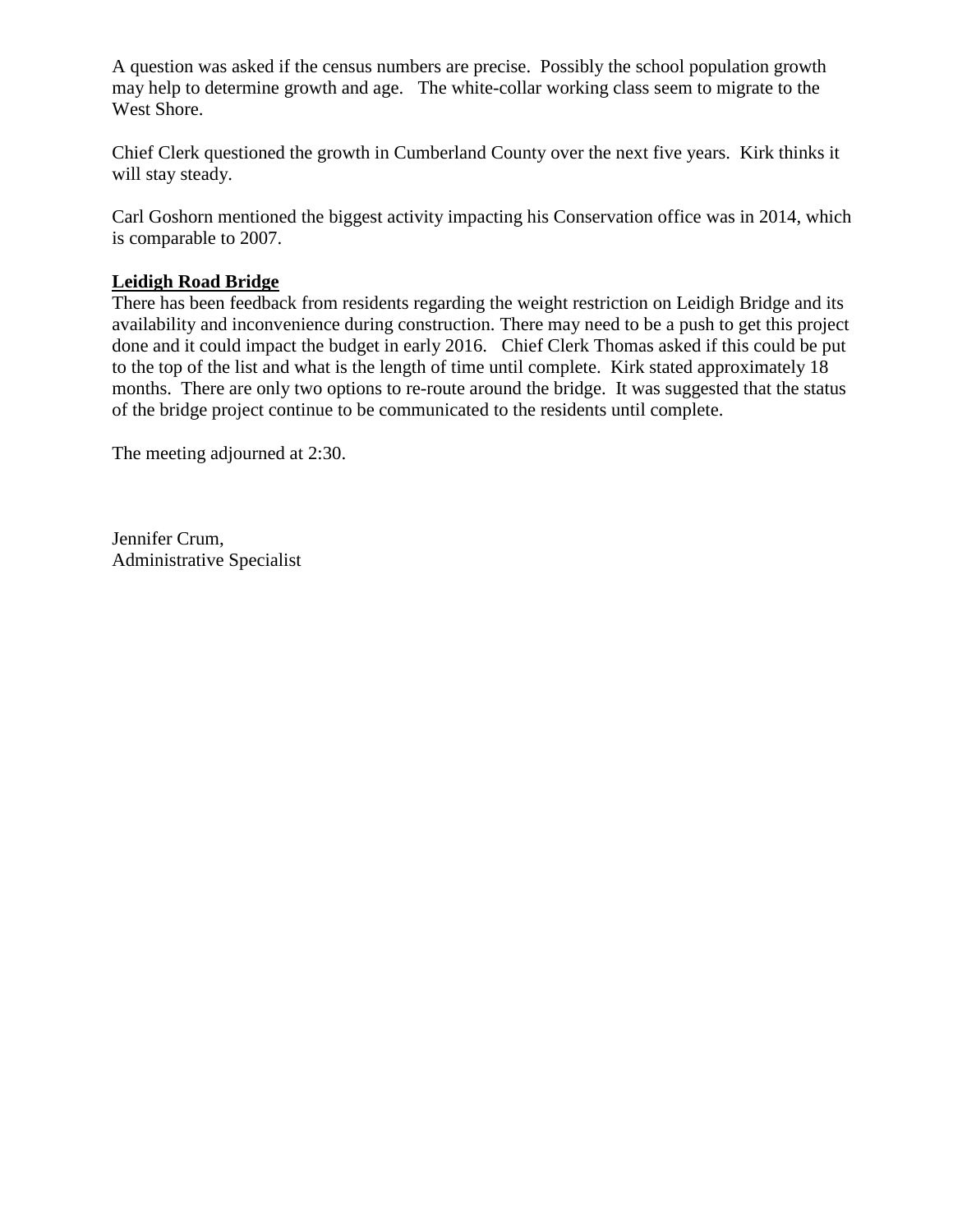A question was asked if the census numbers are precise. Possibly the school population growth may help to determine growth and age. The white-collar working class seem to migrate to the West Shore.

Chief Clerk questioned the growth in Cumberland County over the next five years. Kirk thinks it will stay steady.

Carl Goshorn mentioned the biggest activity impacting his Conservation office was in 2014, which is comparable to 2007.

**Leidigh Road Bridge**

There has been feedback from residents regarding the weight restriction on Leidigh Bridge and its availability and inconvenience during construction. There may need to be a push to get this project done and it could impact the budget in early 2016. Chief Clerk Thomas asked if this could be put to the top of the list and what is the length of time until complete. Kirk stated approximately 18 months. There are only two options to re-route around the bridge. It was suggested that the status of the bridge project continue to be communicated to the residents until complete.

The meeting adjourned at 2:30.

Jennifer Crum,
Administrative Specialist